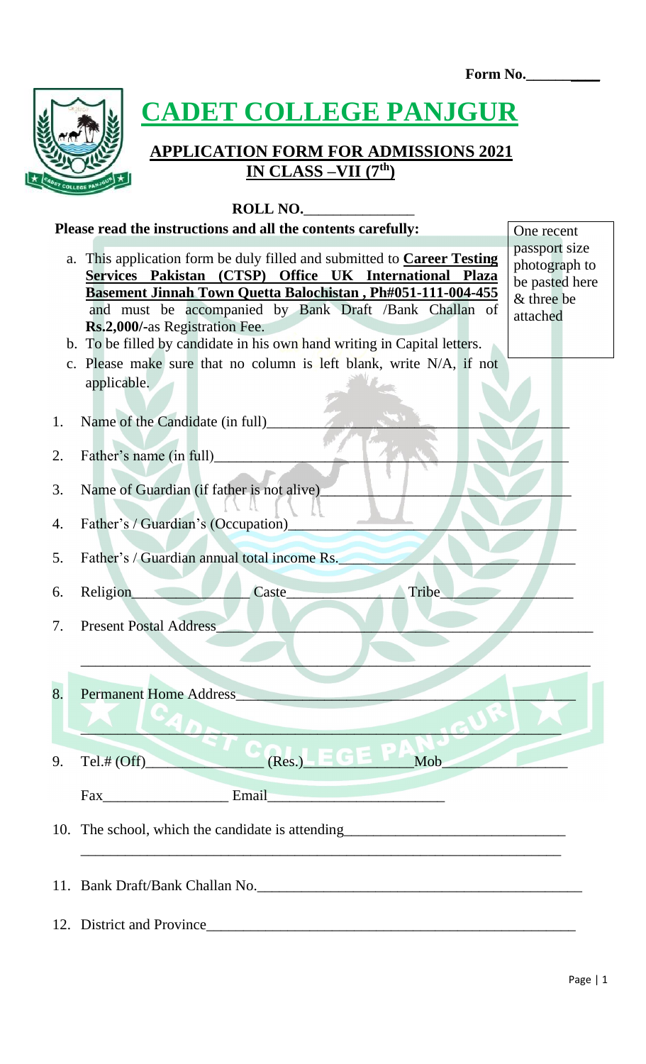**Form No.\_\_\_\_\_\_\_\_\_\_**

# CADET COLLEGE PANJGUR

## APPLICATION FORM FOR ADMISSIONS 2021 IN CLASS –VII (7th)

**ROLL NO.\_\_\_\_\_\_\_\_\_\_\_\_\_\_\_**

One recent passport size photograph to be pasted here & three be attached

**Please read the instructions and all the contents carefully:**

a. This application form be duly filled and submitted to **Career Testing Services Pakistan (CTSP) Office UK International Plaza Basement Jinnah Town Quetta Balochistan , Ph#051-111-004-455** and must be accompanied by Bank Draft /Bank Challan of **Rs.2,000/-**as Registration Fee.
b. To be filled by candidate in his own hand writing in Capital letters.
c. Please make sure that no column is left blank, write N/A, if not applicable.

1. Name of the Candidate (in full)\_\_\_\_\_\_\_\_\_\_\_\_\_\_\_\_\_\_\_\_\_\_\_\_\_\_\_\_\_\_\_\_\_\_\_\_\_\_\_\_\_\_\_\_
2. Father's name (in full)\_\_\_\_\_\_\_\_\_\_\_\_\_\_\_\_\_\_\_\_\_\_\_\_\_\_\_\_\_\_\_\_\_\_\_\_\_\_\_\_\_\_\_\_\_\_\_\_\_
3. Name of Guardian (if father is not alive)\_\_\_\_\_\_\_\_\_\_\_\_\_\_\_\_\_\_\_\_\_\_\_\_\_\_\_\_\_\_\_\_\_\_\_
4. Father's / Guardian's (Occupation)\_\_\_\_\_\_\_\_\_\_\_\_\_\_\_\_\_\_\_\_\_\_\_\_\_\_\_\_\_\_\_\_\_\_\_\_\_\_\_\_
5. Father's / Guardian annual total income Rs.\_\_\_\_\_\_\_\_\_\_\_\_\_\_\_\_\_\_\_\_\_\_\_\_\_\_\_\_\_\_\_\_
6. Religion\_\_\_\_\_\_\_\_\_\_\_\_\_\_\_\_ Caste\_\_\_\_\_\_\_\_\_\_\_\_\_\_\_\_ Tribe\_\_\_\_\_\_\_\_\_\_\_\_\_\_\_\_\_\_
7. Present Postal Address\_\_\_\_\_\_\_\_\_\_\_\_\_\_\_\_\_\_\_\_\_\_\_\_\_\_\_\_\_\_\_\_\_\_\_\_\_\_\_\_\_\_\_\_\_\_\_\_\_\_
   \_\_\_\_\_\_\_\_\_\_\_\_\_\_\_\_\_\_\_\_\_\_\_\_\_\_\_\_\_\_\_\_\_\_\_\_\_\_\_\_\_\_\_\_\_\_\_\_\_\_\_\_\_\_\_\_\_\_\_\_\_\_\_\_\_\_\_\_\_\_
8. Permanent Home Address\_\_\_\_\_\_\_\_\_\_\_\_\_\_\_\_\_\_\_\_\_\_\_\_\_\_\_\_\_\_\_\_\_\_\_\_\_\_\_\_\_\_\_\_\_\_\_
   \_\_\_\_\_\_\_\_\_\_\_\_\_\_\_\_\_\_\_\_\_\_\_\_\_\_\_\_\_\_\_\_\_\_\_\_\_\_\_\_\_\_\_\_\_\_\_\_\_\_\_\_\_\_\_\_\_\_\_\_\_\_\_\_\_\_\_
9. Tel.# (Off)\_\_\_\_\_\_\_\_\_\_\_\_\_\_\_\_ (Res.)\_\_\_\_\_\_\_\_\_\_\_\_\_\_\_\_Mob\_\_\_\_\_\_\_\_\_\_\_\_\_\_\_\_\_\_
   Fax\_\_\_\_\_\_\_\_\_\_\_\_\_\_\_\_\_ Email\_\_\_\_\_\_\_\_\_\_\_\_\_\_\_\_\_\_\_\_\_\_\_\_\_
10. The school, which the candidate is attending\_\_\_\_\_\_\_\_\_\_\_\_\_\_\_\_\_\_\_\_\_\_\_\_\_\_\_\_\_\_\_
    \_\_\_\_\_\_\_\_\_\_\_\_\_\_\_\_\_\_\_\_\_\_\_\_\_\_\_\_\_\_\_\_\_\_\_\_\_\_\_\_\_\_\_\_\_\_\_\_\_\_\_\_\_\_\_\_\_\_\_\_\_\_\_\_\_\_\_
11. Bank Draft/Bank Challan No.\_\_\_\_\_\_\_\_\_\_\_\_\_\_\_\_\_\_\_\_\_\_\_\_\_\_\_\_\_\_\_\_\_\_\_\_\_\_\_\_\_\_\_\_\_
12. District and Province\_\_\_\_\_\_\_\_\_\_\_\_\_\_\_\_\_\_\_\_\_\_\_\_\_\_\_\_\_\_\_\_\_\_\_\_\_\_\_\_\_\_\_\_\_\_\_\_\_\_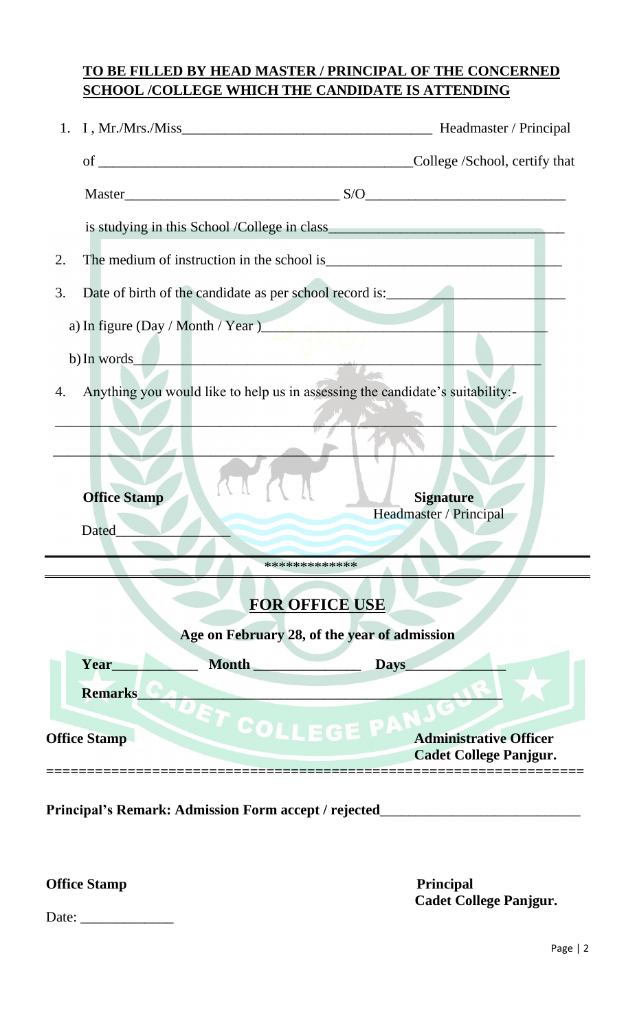## TO BE FILLED BY HEAD MASTER / PRINCIPAL OF THE CONCERNED SCHOOL /COLLEGE WHICH THE CANDIDATE IS ATTENDING

1. I , Mr./Mrs./Miss\_\_\_\_\_\_\_\_\_\_\_\_\_\_\_\_\_\_\_\_\_\_\_\_\_\_\_\_\_\_\_\_\_\_\_ Headmaster / Principal

   of \_\_\_\_\_\_\_\_\_\_\_\_\_\_\_\_\_\_\_\_\_\_\_\_\_\_\_\_\_\_\_\_\_\_\_\_\_\_\_\_\_\_\_\_College /School, certify that

   Master\_\_\_\_\_\_\_\_\_\_\_\_\_\_\_\_\_\_\_\_\_\_\_\_\_\_\_\_\_\_ S/O\_\_\_\_\_\_\_\_\_\_\_\_\_\_\_\_\_\_\_\_\_\_\_\_\_\_\_\_

   is studying in this School /College in class\_\_\_\_\_\_\_\_\_\_\_\_\_\_\_\_\_\_\_\_\_\_\_\_\_\_\_\_\_\_\_\_\_\_

2. The medium of instruction in the school is\_\_\_\_\_\_\_\_\_\_\_\_\_\_\_\_\_\_\_\_\_\_\_\_\_\_\_\_\_\_\_\_\_

3. Date of birth of the candidate as per school record is:\_\_\_\_\_\_\_\_\_\_\_\_\_\_\_\_\_\_\_\_\_\_\_\_\_\_

   a) In figure (Day / Month / Year )\_\_\_\_\_\_\_\_\_\_\_\_\_\_\_\_\_\_\_\_\_\_\_\_\_\_\_\_\_\_\_\_\_\_\_\_\_\_\_\_

   b) In words\_\_\_\_\_\_\_\_\_\_\_\_\_\_\_\_\_\_\_\_\_\_\_\_\_\_\_\_\_\_\_\_\_\_\_\_\_\_\_\_\_\_\_\_\_\_\_\_\_\_\_\_\_\_\_\_\_

4. Anything you would like to help us in assessing the candidate's suitability:-

\_\_\_\_\_\_\_\_\_\_\_\_\_\_\_\_\_\_\_\_\_\_\_\_\_\_\_\_\_\_\_\_\_\_\_\_\_\_\_\_\_\_\_\_\_\_\_\_\_\_\_\_\_\_\_\_\_\_\_\_\_\_\_\_\_\_\_\_\_\_\_\_\_\_\_

\_\_\_\_\_\_\_\_\_\_\_\_\_\_\_\_\_\_\_\_\_\_\_\_\_\_\_\_\_\_\_\_\_\_\_\_\_\_\_\_\_\_\_\_\_\_\_\_\_\_\_\_\_\_\_\_\_\_\_\_\_\_\_\_\_\_\_\_\_\_\_\_\_\_\_

**Office Stamp** **Signature**
Headmaster / Principal

Dated\_\_\_\_\_\_\_\_\_\_\_\_\_\_\_\_\_

*************

## FOR OFFICE USE

**Age on February 28, of the year of admission**

**Year**\_\_\_\_\_\_\_\_\_\_\_\_ **Month** \_\_\_\_\_\_\_\_\_\_\_\_\_\_\_ **Days**\_\_\_\_\_\_\_\_\_\_\_\_\_\_

**Remarks**\_\_\_\_\_\_\_\_\_\_\_\_\_\_\_\_\_\_\_\_\_\_\_\_\_\_\_\_\_\_\_\_\_\_\_\_\_\_\_\_\_\_\_\_\_\_\_\_\_\_\_\_\_\_

**Office Stamp** **Administrative Officer**
**Cadet College Panjgur.**

================================================================

**Principal's Remark: Admission Form accept / rejected**\_\_\_\_\_\_\_\_\_\_\_\_\_\_\_\_\_\_\_\_\_\_\_\_\_\_\_\_

**Office Stamp** **Principal**
**Cadet College Panjgur.**

Date: \_\_\_\_\_\_\_\_\_\_\_\_\_\_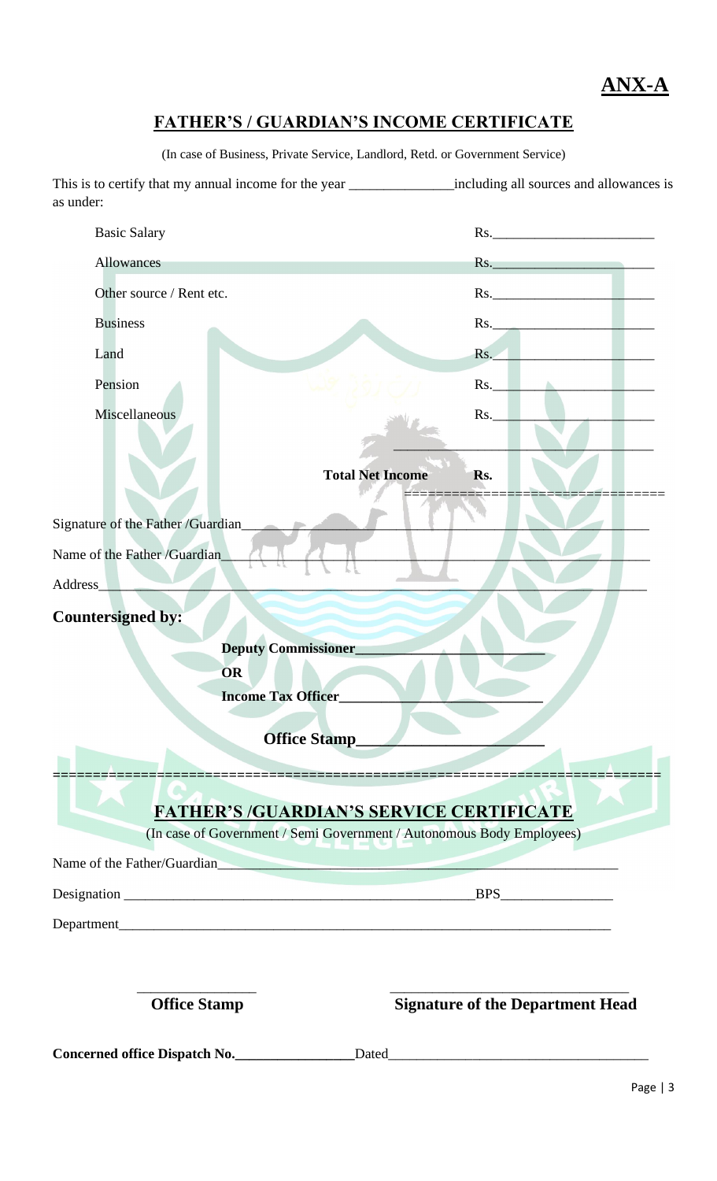**ANX-A**

## FATHER'S / GUARDIAN'S INCOME CERTIFICATE

(In case of Business, Private Service, Landlord, Retd. or Government Service)

This is to certify that my annual income for the year _______________including all sources and allowances is as under:

| | |
|---|---|
| Basic Salary | Rs.________________________ |
| Allowances | Rs.________________________ |
| Other source / Rent etc. | Rs.________________________ |
| Business | Rs.________________________ |
| Land | Rs.________________________ |
| Pension | Rs.________________________ |
| Miscellaneous | Rs.________________________ |
| **Total Net Income** | **Rs.** |

Signature of the Father /Guardian______________________________________________

Name of the Father /Guardian______________________________________________

Address______________________________________________

**Countersigned by:**

**Deputy Commissioner__________________________**

**OR**

**Income Tax Officer__________________________**

**Office Stamp______________________**

## FATHER'S /GUARDIAN'S SERVICE CERTIFICATE

(In case of Government / Semi Government / Autonomous Body Employees)

Name of the Father/Guardian______________________________________________

Designation ____________________________________________BPS________________

Department______________________________________________

| ________________ | ________________________________ |
|---|---|
| **Office Stamp** | **Signature of the Department Head** |

**Concerned office Dispatch No.________________**Dated_____________________________________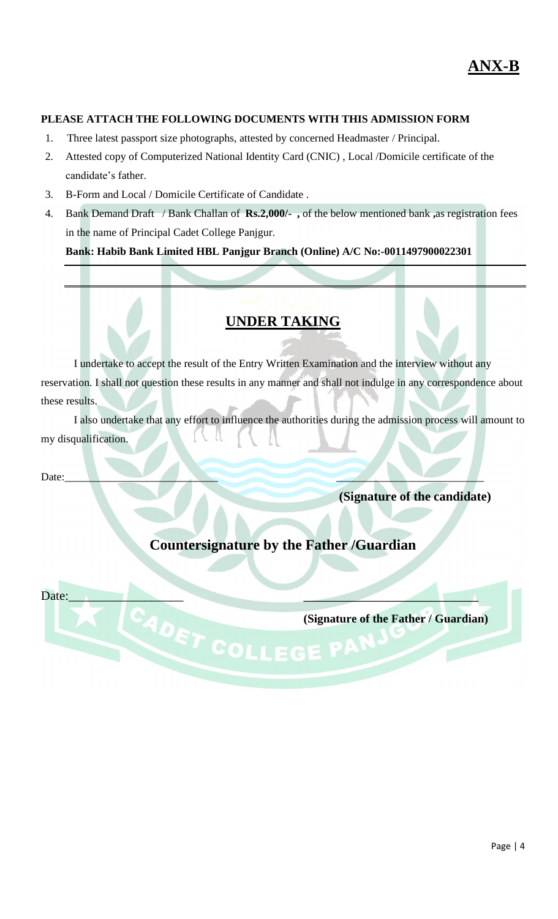# ANX-B

**PLEASE ATTACH THE FOLLOWING DOCUMENTS WITH THIS ADMISSION FORM**

1. Three latest passport size photographs, attested by concerned Headmaster / Principal.
2. Attested copy of Computerized National Identity Card (CNIC) , Local /Domicile certificate of the candidate's father.
3. B-Form and Local / Domicile Certificate of Candidate .
4. Bank Demand Draft / Bank Challan of **Rs.2,000/- ,** of the below mentioned bank **,**as registration fees in the name of Principal Cadet College Panjgur.

**Bank: Habib Bank Limited HBL Panjgur Branch (Online) A/C No:-0011497900022301**

---

## UNDER TAKING

I undertake to accept the result of the Entry Written Examination and the interview without any reservation. I shall not question these results in any manner and shall not indulge in any correspondence about these results.

I also undertake that any effort to influence the authorities during the admission process will amount to my disqualification.

Date:____________________________ ____________________________

**(Signature of the candidate)**

## Countersignature by the Father /Guardian

Date:__________________ ____________________________

**(Signature of the Father / Guardian)**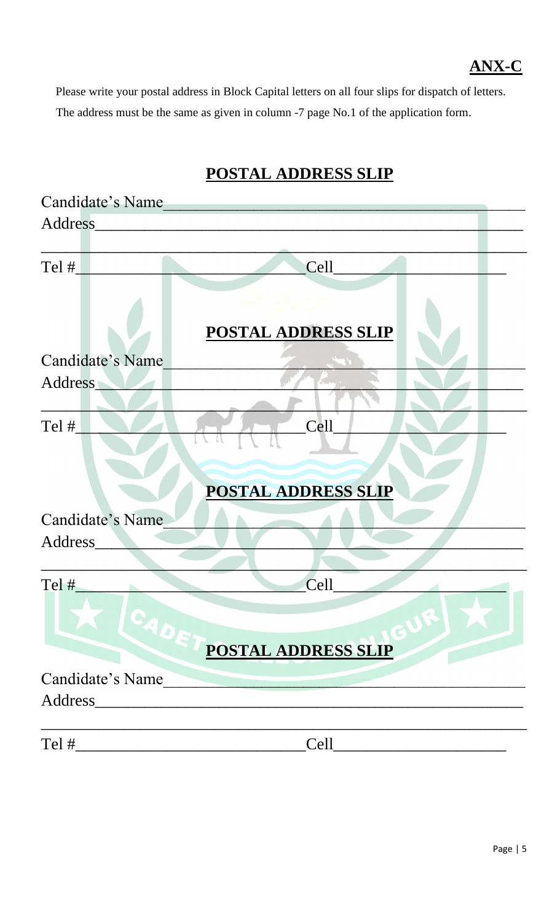**ANX-C**

Please write your postal address in Block Capital letters on all four slips for dispatch of letters.
The address must be the same as given in column -7 page No.1 of the application form.

## POSTAL ADDRESS SLIP

Candidate's Name_______________________________________________
Address_______________________________________________________
______________________________________________________________
Tel #___________________________ Cell_____________________

## POSTAL ADDRESS SLIP

Candidate's Name_______________________________________________
Address_______________________________________________________
______________________________________________________________
Tel #___________________________ Cell_____________________

## POSTAL ADDRESS SLIP

Candidate's Name_______________________________________________
Address_______________________________________________________
______________________________________________________________
Tel #___________________________ Cell_____________________

## POSTAL ADDRESS SLIP

Candidate's Name_______________________________________________
Address_______________________________________________________
______________________________________________________________
Tel #___________________________ Cell_____________________